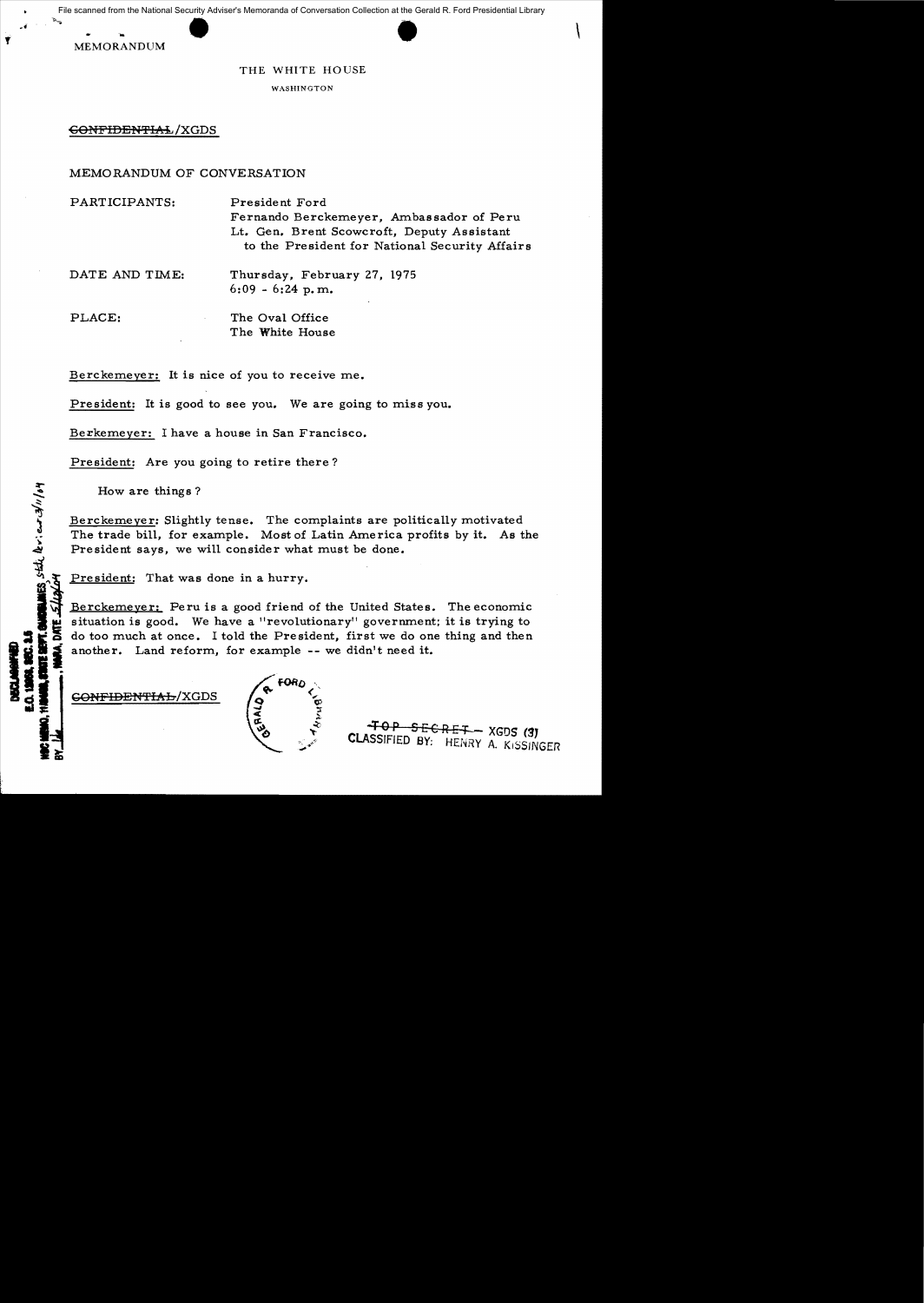MEMORANDUM

THE WHITE HOUSE

WASHINGTON

~~CONFIDENTIAL~~/XGDS

MEMORANDUM OF CONVERSATION

PARTICIPANTS: President Ford
Fernando Berckemeyer, Ambassador of Peru
Lt. Gen. Brent Scowcroft, Deputy Assistant to the President for National Security Affairs

DATE AND TIME: Thursday, February 27, 1975
6:09 - 6:24 p.m.

PLACE: The Oval Office
The White House

Berckemeyer: It is nice of you to receive me.

President: It is good to see you. We are going to miss you.

Berkemeyer: I have a house in San Francisco.

President: Are you going to retire there?

How are things?

Berckemeyer: Slightly tense. The complaints are politically motivated The trade bill, for example. Most of Latin America profits by it. As the President says, we will consider what must be done.

President: That was done in a hurry.

Berckemeyer: Peru is a good friend of the United States. The economic situation is good. We have a "revolutionary" government; it is trying to do too much at once. I told the President, first we do one thing and then another. Land reform, for example -- we didn't need it.

~~CONFIDENTIAL~~/XGDS

~~TOP SECRET~~ - XGDS (3)
CLASSIFIED BY: HENRY A. KISSINGER

DECLASSIFIED
E.O. 12958, SEC. 3.5
NSC MEMO, 11/24/98, STATE DEPT. GUIDELINES, State Review 3/11/04
BY lh, NARA, DATE 5/13/04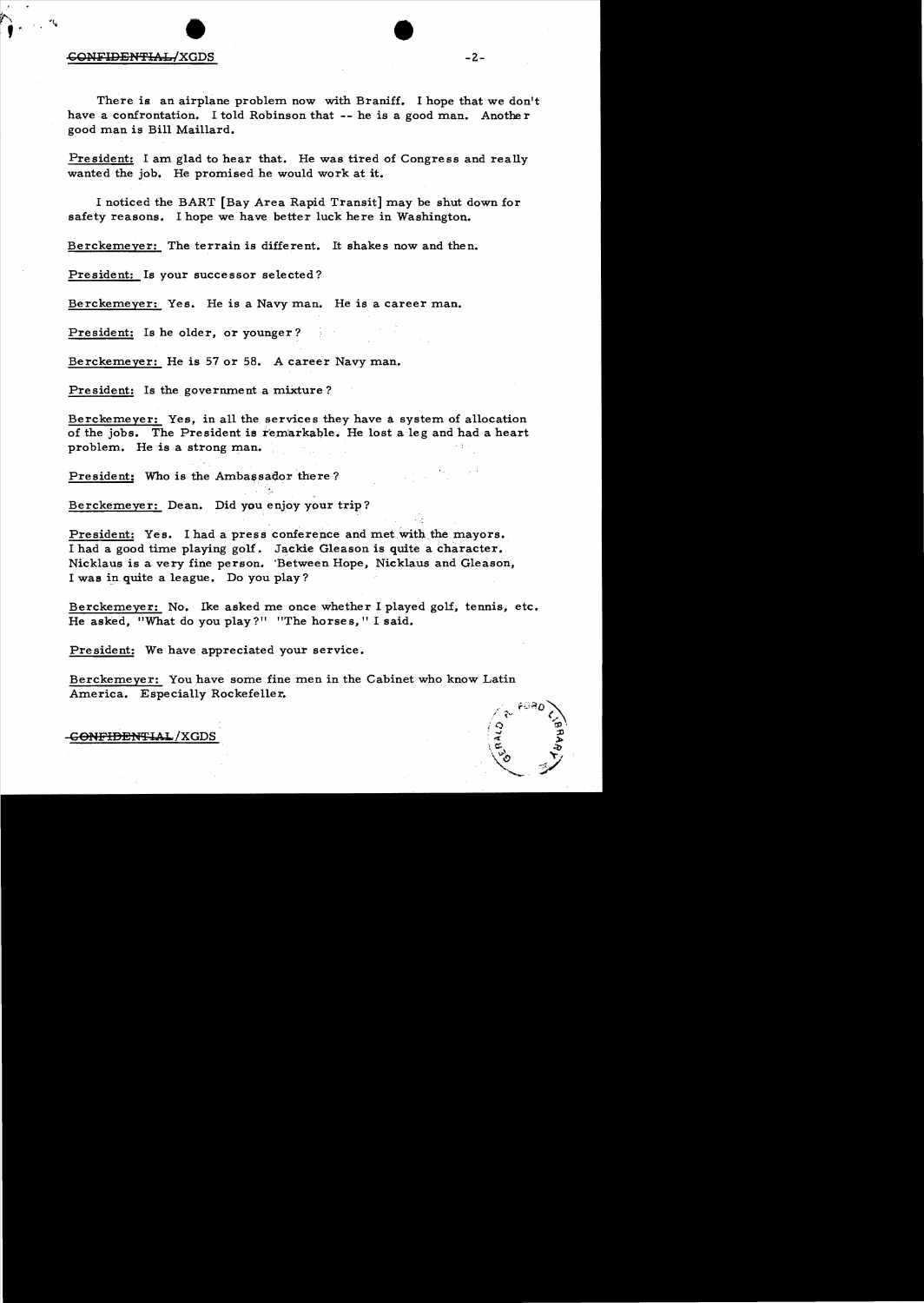There is an airplane problem now with Braniff. I hope that we don't have a confrontation. I told Robinson that -- he is a good man. Another good man is Bill Maillard.

President: I am glad to hear that. He was tired of Congress and really wanted the job. He promised he would work at it.

I noticed the BART [Bay Area Rapid Transit] may be shut down for safety reasons. I hope we have better luck here in Washington.

Berckemeyer: The terrain is different. It shakes now and then.

President: Is your successor selected?

Berckemeyer: Yes. He is a Navy man. He is a career man.

President: Is he older, or younger?

Berckemeyer: He is 57 or 58. A career Navy man.

President: Is the government a mixture?

Berckemeyer: Yes, in all the services they have a system of allocation of the jobs. The President is remarkable. He lost a leg and had a heart problem. He is a strong man.

President: Who is the Ambassador there?

Berckemeyer: Dean. Did you enjoy your trip?

President: Yes. I had a press conference and met with the mayors. I had a good time playing golf. Jackie Gleason is quite a character. Nicklaus is a very fine person. Between Hope, Nicklaus and Gleason, I was in quite a league. Do you play?

Berckemeyer: No. Ike asked me once whether I played golf, tennis, etc. He asked, "What do you play?" "The horses," I said.

President: We have appreciated your service.

Berckemeyer: You have some fine men in the Cabinet who know Latin America. Especially Rockefeller.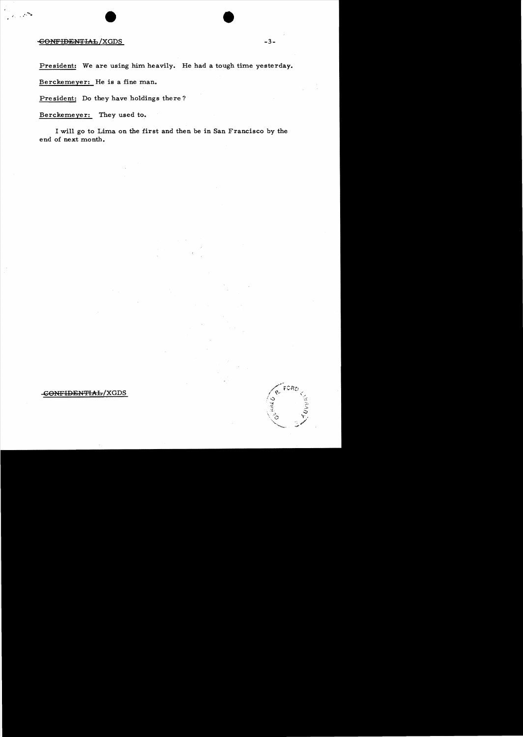President: We are using him heavily. He had a tough time yesterday.

Berckemeyer: He is a fine man.

President: Do they have holdings there?

Berckemeyer: They used to.

I will go to Lima on the first and then be in San Francisco by the end of next month.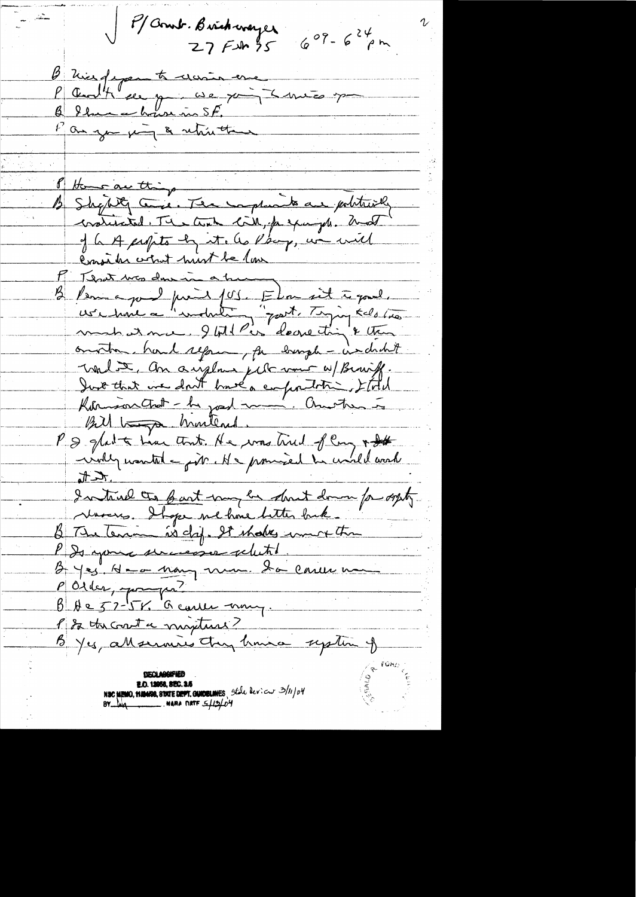P/Amb. Brickwayer  27 Feb 75  6:09 - 6:24 pm

B Nice of you to receive me
P Can't see you. We going to miss you
B I have a house in SF.
P Are you going to retire there

P How are things
B Slightly tense. The complaints are politically motivated. The trade bill, for example. Most of LA profits by it. As Ping, we will consider what must be done.
P That was done in a hurry
B Peru a good friend of US. Elsewhere it is good. We have a "irritating" part. Trying tells lies most at me. I told Pers don't do anything & then another hard report, for example - we didn't want it. An airplane pilot roar w/ Bennett. Just that we don't have a confrontation. I told Robinson that - he agreed ..... Another is Bill Rogers mentioned.
P I glad to hear that. He was tired of [illegible] & really wanted a job. He promised he would work at it.
I intend to [illegible] may be short down for apply services. I hope we have better luck.
B The tension is deep. It shakes more than
P Is your successor selected.
B Yes. He a navy man. Is career man
P Older, younger?
B He 52-55. A career navy.
P Is there not a nuptures?
B Yes, all services they have a system of

DECLASSIFIED
E.O. 12958, SEC. 3.5
NSC MEMO, 11/24/98, STATE DEPT. GUIDELINES State Review 3/11/04
BY [illegible] NARA DATE 5/12/04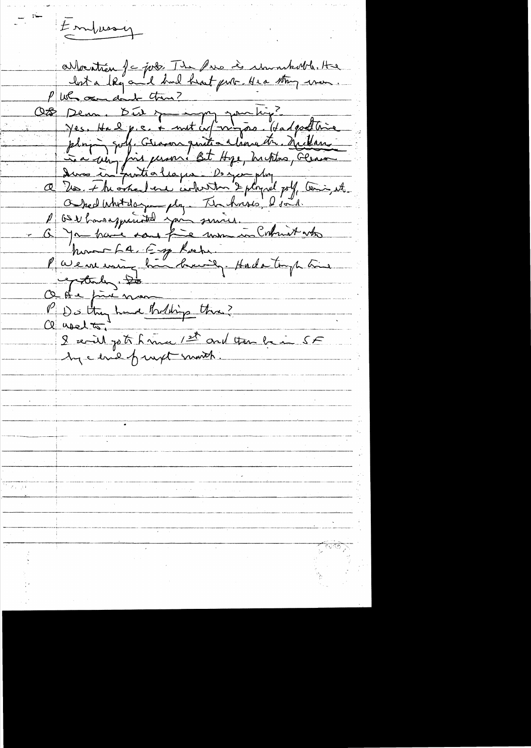Embassy

allocation for job. The Pres is unmatchable. He lost a leg and had heart prob. He a strong man.

P Who are dont there?

Q Dean. Did you enjoy your trip?

Yes. Had p.c. + met w/ mayors. Had good time playing golf. Gleason quite a character. Mcklam is a very fine person. But Hope, Mcklns, Gleason dress in fruit a league. Do you play

Q Yes. + the other one is whether I played golf, tennis, etc. Asked what do you play. The horses, I said.

P We have appreciated your service.

Q You have some fine men in Cabinet who know LA. Esp Rush.

P We are using him heavily. Had a tough time yesterday.

Q He fine man

P Do they have holdings there?

Q used to.

I will go to Rome 1st and then be in SF by end of next month.